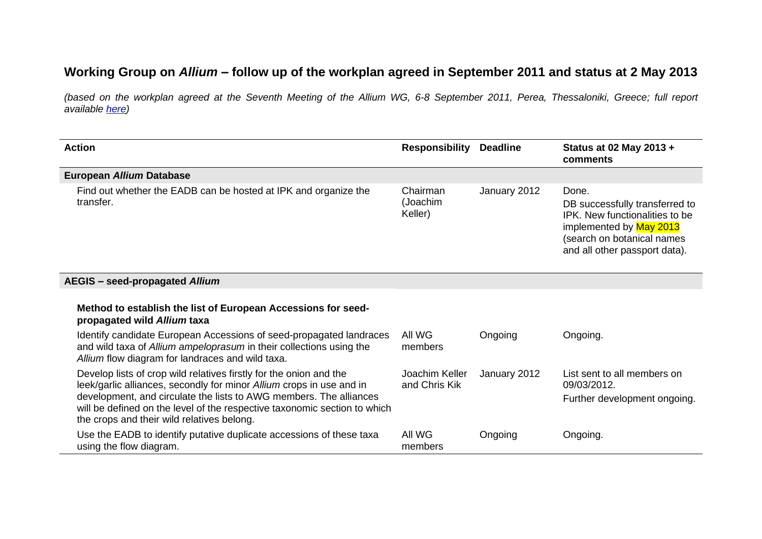# Working Group on *Allium* – follow up of the workplan agreed in September 2011 and status at 2 May 2013

*(based on the workplan agreed at the Seventh Meeting of the Allium WG, 6-8 September 2011, Perea, Thessaloniki, Greece; full report available [here](here))*

| Action | Responsibility | Deadline | Status at 02 May 2013 + comments |
|---|---|---|---|
| **European *Allium* Database** | | | |
| Find out whether the EADB can be hosted at IPK and organize the transfer. | Chairman (Joachim Keller) | January 2012 | Done. DB successfully transferred to IPK. New functionalities to be implemented by May 2013 (search on botanical names and all other passport data). |
| **AEGIS – seed-propagated *Allium*** | | | |
| **Method to establish the list of European Accessions for seed-propagated wild *Allium* taxa** | | | |
| Identify candidate European Accessions of seed-propagated landraces and wild taxa of *Allium ampeloprasum* in their collections using the *Allium* flow diagram for landraces and wild taxa. | All WG members | Ongoing | Ongoing. |
| Develop lists of crop wild relatives firstly for the onion and the leek/garlic alliances, secondly for minor *Allium* crops in use and in development, and circulate the lists to AWG members. The alliances will be defined on the level of the respective taxonomic section to which the crops and their wild relatives belong. | Joachim Keller and Chris Kik | January 2012 | List sent to all members on 09/03/2012. Further development ongoing. |
| Use the EADB to identify putative duplicate accessions of these taxa using the flow diagram. | All WG members | Ongoing | Ongoing. |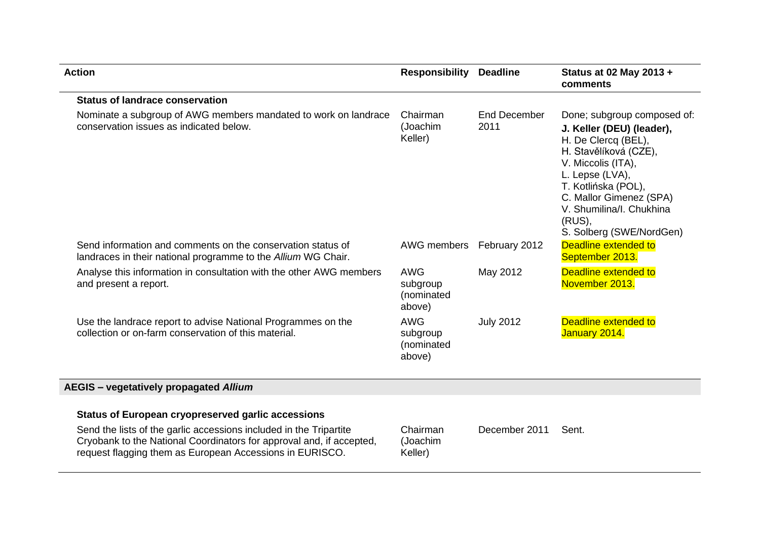| Action | Responsibility | Deadline | Status at 02 May 2013 + comments |
|---|---|---|---|
| **Status of landrace conservation** | | | |
| Nominate a subgroup of AWG members mandated to work on landrace conservation issues as indicated below. | Chairman (Joachim Keller) | End December 2011 | Done; subgroup composed of: **J. Keller (DEU) (leader),** H. De Clercq (BEL), H. Stavělíková (CZE), V. Miccolis (ITA), L. Lepse (LVA), T. Kotlińska (POL), C. Mallor Gimenez (SPA) V. Shumilina/I. Chukhina (RUS), S. Solberg (SWE/NordGen) |
| Send information and comments on the conservation status of landraces in their national programme to the *Allium* WG Chair. | AWG members | February 2012 | Deadline extended to September 2013. |
| Analyse this information in consultation with the other AWG members and present a report. | AWG subgroup (nominated above) | May 2012 | Deadline extended to November 2013. |
| Use the landrace report to advise National Programmes on the collection or on-farm conservation of this material. | AWG subgroup (nominated above) | July 2012 | Deadline extended to January 2014. |
| **AEGIS – vegetatively propagated *Allium*** | | | |
| **Status of European cryopreserved garlic accessions** | | | |
| Send the lists of the garlic accessions included in the Tripartite Cryobank to the National Coordinators for approval and, if accepted, request flagging them as European Accessions in EURISCO. | Chairman (Joachim Keller) | December 2011 | Sent. |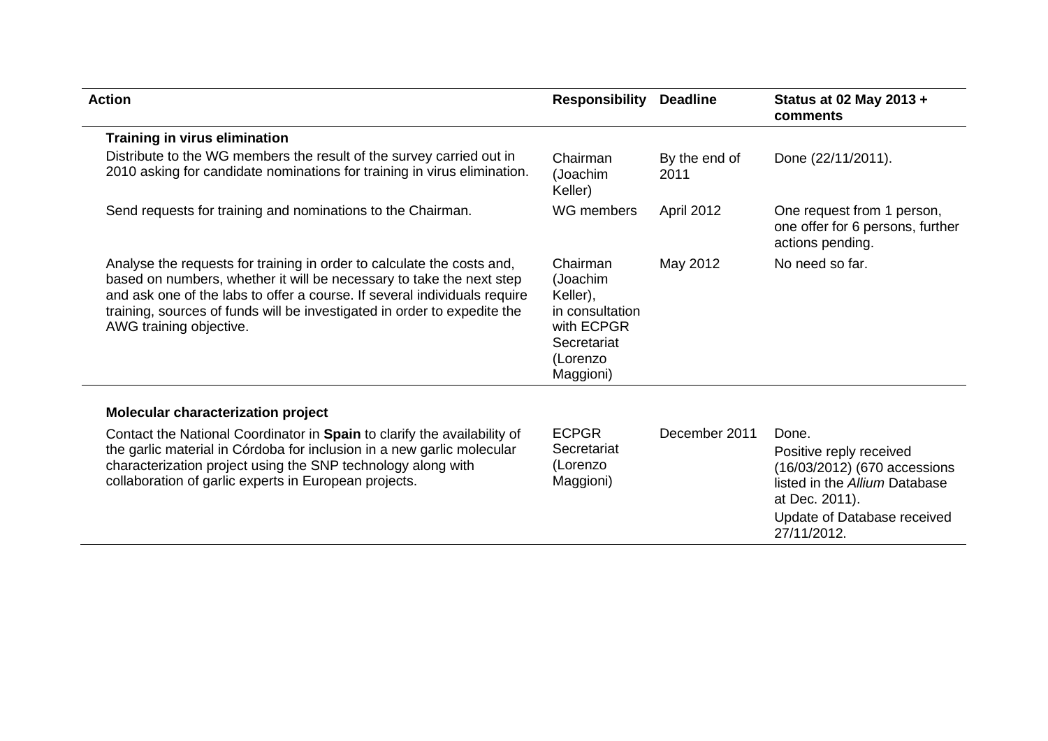| Action | Responsibility | Deadline | Status at 02 May 2013 + comments |
|---|---|---|---|
| **Training in virus elimination** | | | |
| Distribute to the WG members the result of the survey carried out in 2010 asking for candidate nominations for training in virus elimination. | Chairman (Joachim Keller) | By the end of 2011 | Done (22/11/2011). |
| Send requests for training and nominations to the Chairman. | WG members | April 2012 | One request from 1 person, one offer for 6 persons, further actions pending. |
| Analyse the requests for training in order to calculate the costs and, based on numbers, whether it will be necessary to take the next step and ask one of the labs to offer a course. If several individuals require training, sources of funds will be investigated in order to expedite the AWG training objective. | Chairman (Joachim Keller), in consultation with ECPGR Secretariat (Lorenzo Maggioni) | May 2012 | No need so far. |
| **Molecular characterization project** | | | |
| Contact the National Coordinator in **Spain** to clarify the availability of the garlic material in Córdoba for inclusion in a new garlic molecular characterization project using the SNP technology along with collaboration of garlic experts in European projects. | ECPGR Secretariat (Lorenzo Maggioni) | December 2011 | Done. Positive reply received (16/03/2012) (670 accessions listed in the *Allium* Database at Dec. 2011). Update of Database received 27/11/2012. |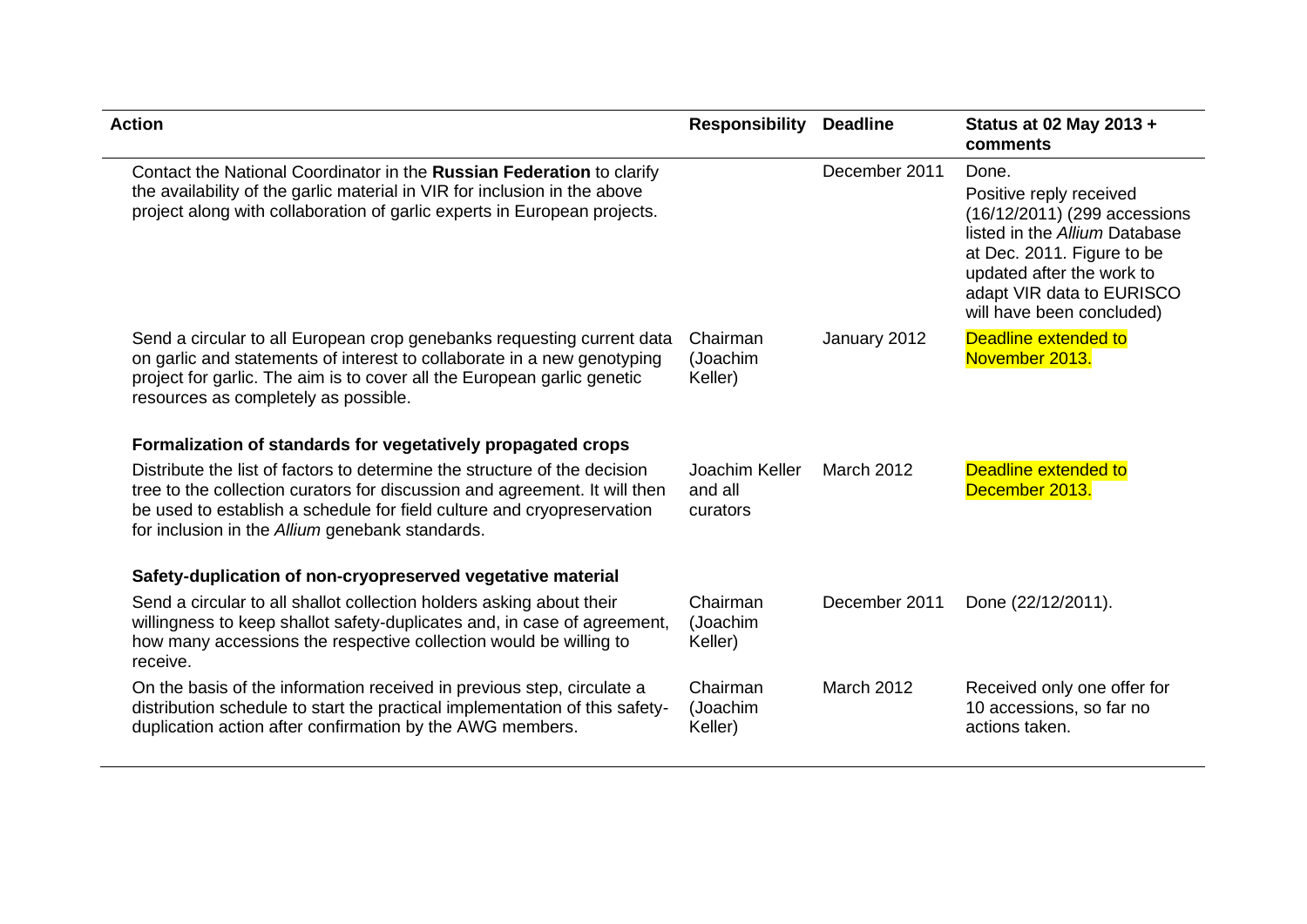| Action | Responsibility | Deadline | Status at 02 May 2013 + comments |
|---|---|---|---|
| Contact the National Coordinator in the **Russian Federation** to clarify the availability of the garlic material in VIR for inclusion in the above project along with collaboration of garlic experts in European projects. | | December 2011 | Done. Positive reply received (16/12/2011) (299 accessions listed in the *Allium* Database at Dec. 2011. Figure to be updated after the work to adapt VIR data to EURISCO will have been concluded) |
| Send a circular to all European crop genebanks requesting current data on garlic and statements of interest to collaborate in a new genotyping project for garlic. The aim is to cover all the European garlic genetic resources as completely as possible. | Chairman (Joachim Keller) | January 2012 | Deadline extended to November 2013. |
| **Formalization of standards for vegetatively propagated crops** | | | |
| Distribute the list of factors to determine the structure of the decision tree to the collection curators for discussion and agreement. It will then be used to establish a schedule for field culture and cryopreservation for inclusion in the *Allium* genebank standards. | Joachim Keller and all curators | March 2012 | Deadline extended to December 2013. |
| **Safety-duplication of non-cryopreserved vegetative material** | | | |
| Send a circular to all shallot collection holders asking about their willingness to keep shallot safety-duplicates and, in case of agreement, how many accessions the respective collection would be willing to receive. | Chairman (Joachim Keller) | December 2011 | Done (22/12/2011). |
| On the basis of the information received in previous step, circulate a distribution schedule to start the practical implementation of this safety-duplication action after confirmation by the AWG members. | Chairman (Joachim Keller) | March 2012 | Received only one offer for 10 accessions, so far no actions taken. |